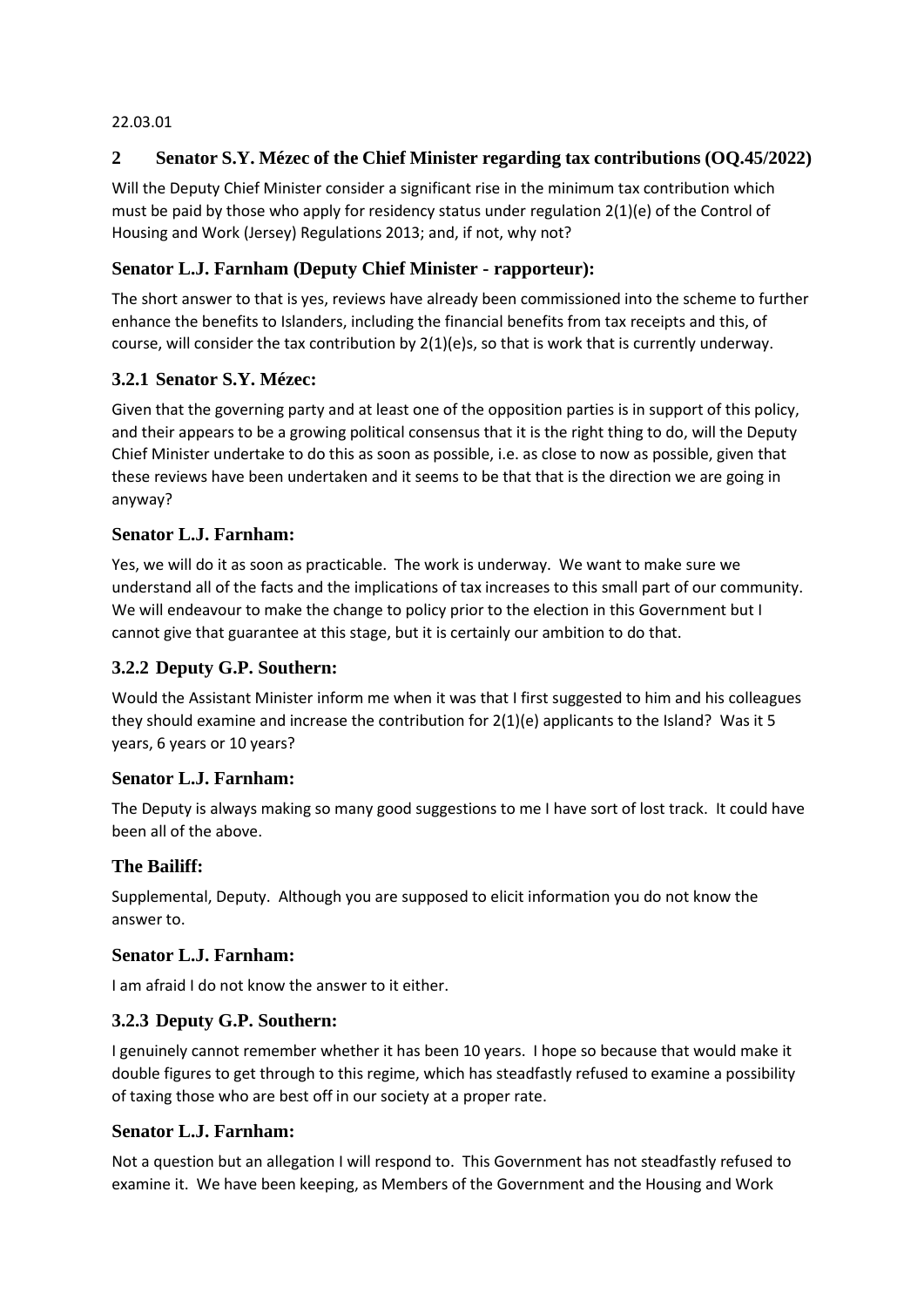22.03.01

## 2 Senator S.Y. Mézec of the Chief Minister regarding tax contributions (OQ.45/2022)

Will the Deputy Chief Minister consider a significant rise in the minimum tax contribution which must be paid by those who apply for residency status under regulation 2(1)(e) of the Control of Housing and Work (Jersey) Regulations 2013; and, if not, why not?

### Senator L.J. Farnham (Deputy Chief Minister - rapporteur):

The short answer to that is yes, reviews have already been commissioned into the scheme to further enhance the benefits to Islanders, including the financial benefits from tax receipts and this, of course, will consider the tax contribution by 2(1)(e)s, so that is work that is currently underway.

### 3.2.1 Senator S.Y. Mézec:

Given that the governing party and at least one of the opposition parties is in support of this policy, and their appears to be a growing political consensus that it is the right thing to do, will the Deputy Chief Minister undertake to do this as soon as possible, i.e. as close to now as possible, given that these reviews have been undertaken and it seems to be that that is the direction we are going in anyway?

### Senator L.J. Farnham:

Yes, we will do it as soon as practicable. The work is underway. We want to make sure we understand all of the facts and the implications of tax increases to this small part of our community. We will endeavour to make the change to policy prior to the election in this Government but I cannot give that guarantee at this stage, but it is certainly our ambition to do that.

### 3.2.2 Deputy G.P. Southern:

Would the Assistant Minister inform me when it was that I first suggested to him and his colleagues they should examine and increase the contribution for 2(1)(e) applicants to the Island? Was it 5 years, 6 years or 10 years?

### Senator L.J. Farnham:

The Deputy is always making so many good suggestions to me I have sort of lost track. It could have been all of the above.

### The Bailiff:

Supplemental, Deputy. Although you are supposed to elicit information you do not know the answer to.

### Senator L.J. Farnham:

I am afraid I do not know the answer to it either.

### 3.2.3 Deputy G.P. Southern:

I genuinely cannot remember whether it has been 10 years. I hope so because that would make it double figures to get through to this regime, which has steadfastly refused to examine a possibility of taxing those who are best off in our society at a proper rate.

### Senator L.J. Farnham:

Not a question but an allegation I will respond to. This Government has not steadfastly refused to examine it. We have been keeping, as Members of the Government and the Housing and Work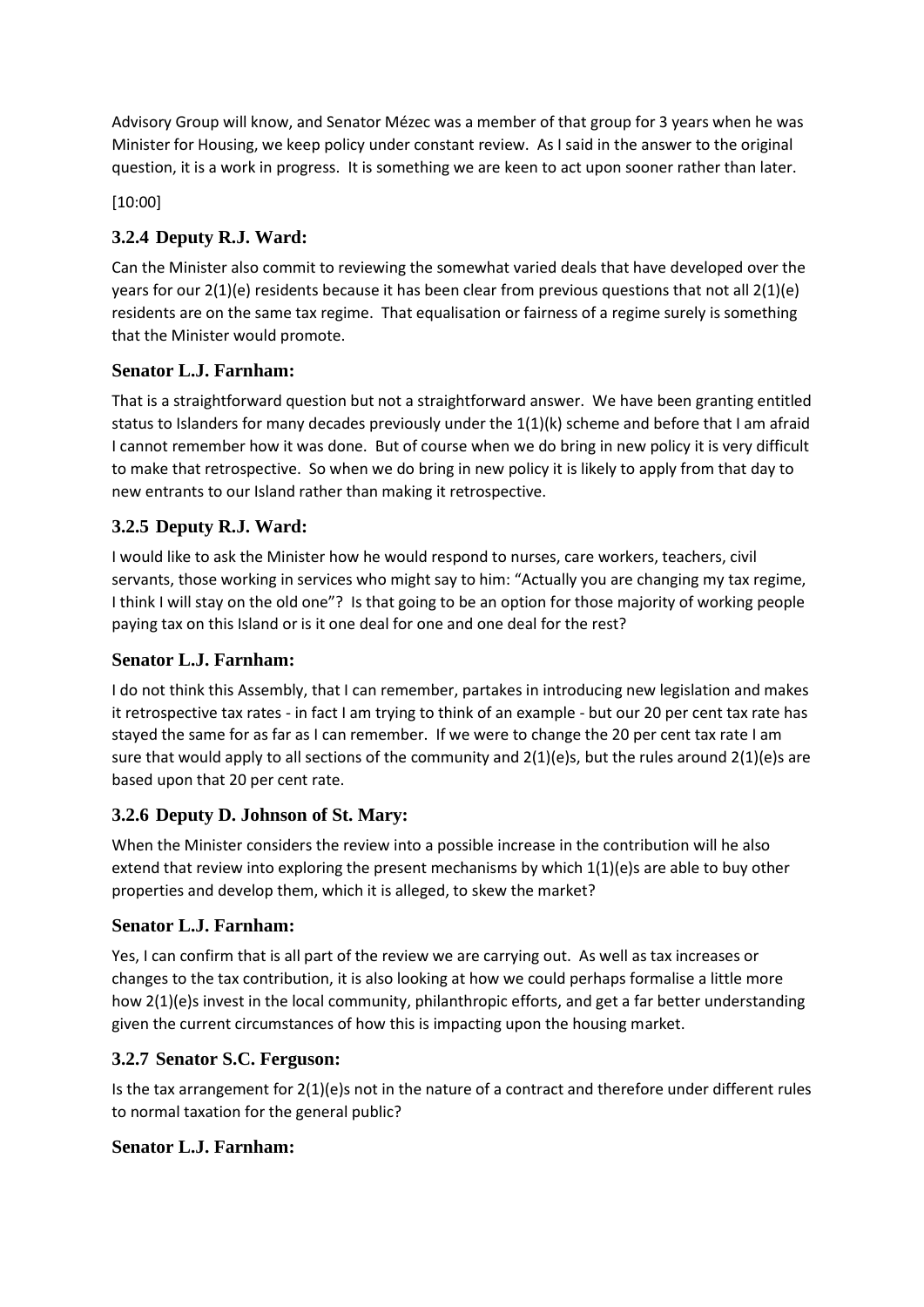Advisory Group will know, and Senator Mézec was a member of that group for 3 years when he was Minister for Housing, we keep policy under constant review. As I said in the answer to the original question, it is a work in progress. It is something we are keen to act upon sooner rather than later.

[10:00]

### 3.2.4 Deputy R.J. Ward:

Can the Minister also commit to reviewing the somewhat varied deals that have developed over the years for our 2(1)(e) residents because it has been clear from previous questions that not all 2(1)(e) residents are on the same tax regime. That equalisation or fairness of a regime surely is something that the Minister would promote.

### Senator L.J. Farnham:

That is a straightforward question but not a straightforward answer. We have been granting entitled status to Islanders for many decades previously under the 1(1)(k) scheme and before that I am afraid I cannot remember how it was done. But of course when we do bring in new policy it is very difficult to make that retrospective. So when we do bring in new policy it is likely to apply from that day to new entrants to our Island rather than making it retrospective.

### 3.2.5 Deputy R.J. Ward:

I would like to ask the Minister how he would respond to nurses, care workers, teachers, civil servants, those working in services who might say to him: "Actually you are changing my tax regime, I think I will stay on the old one"? Is that going to be an option for those majority of working people paying tax on this Island or is it one deal for one and one deal for the rest?

### Senator L.J. Farnham:

I do not think this Assembly, that I can remember, partakes in introducing new legislation and makes it retrospective tax rates - in fact I am trying to think of an example - but our 20 per cent tax rate has stayed the same for as far as I can remember. If we were to change the 20 per cent tax rate I am sure that would apply to all sections of the community and 2(1)(e)s, but the rules around 2(1)(e)s are based upon that 20 per cent rate.

### 3.2.6 Deputy D. Johnson of St. Mary:

When the Minister considers the review into a possible increase in the contribution will he also extend that review into exploring the present mechanisms by which 1(1)(e)s are able to buy other properties and develop them, which it is alleged, to skew the market?

### Senator L.J. Farnham:

Yes, I can confirm that is all part of the review we are carrying out. As well as tax increases or changes to the tax contribution, it is also looking at how we could perhaps formalise a little more how 2(1)(e)s invest in the local community, philanthropic efforts, and get a far better understanding given the current circumstances of how this is impacting upon the housing market.

### 3.2.7 Senator S.C. Ferguson:

Is the tax arrangement for 2(1)(e)s not in the nature of a contract and therefore under different rules to normal taxation for the general public?

### Senator L.J. Farnham: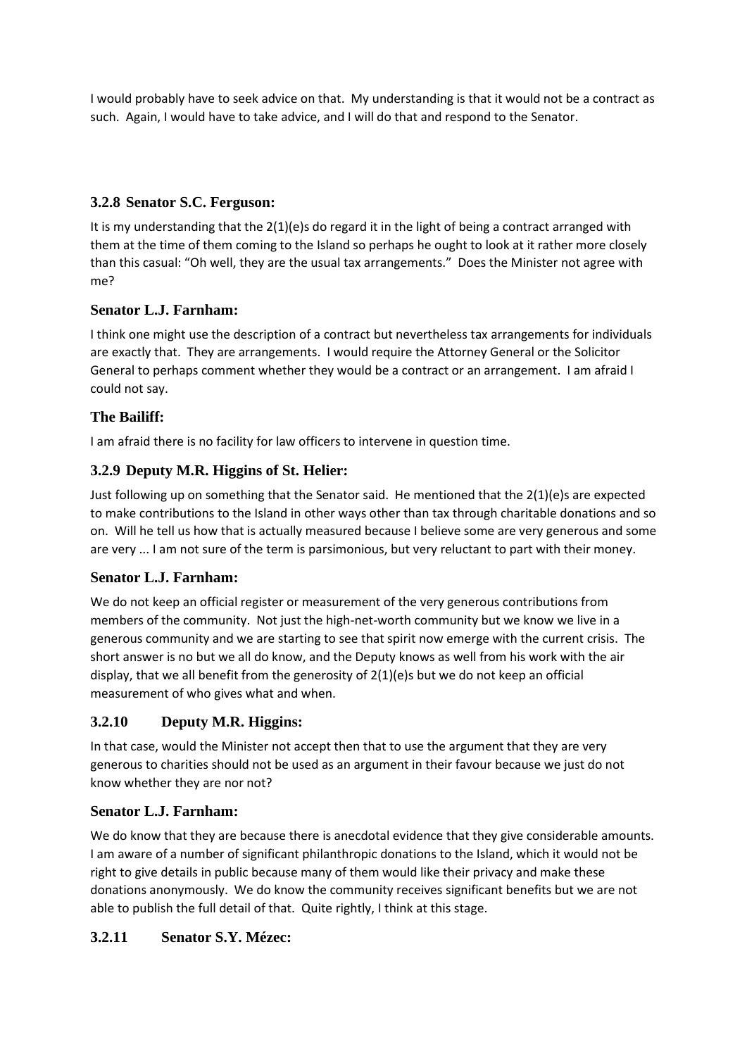I would probably have to seek advice on that. My understanding is that it would not be a contract as such. Again, I would have to take advice, and I will do that and respond to the Senator.

### 3.2.8 Senator S.C. Ferguson:

It is my understanding that the 2(1)(e)s do regard it in the light of being a contract arranged with them at the time of them coming to the Island so perhaps he ought to look at it rather more closely than this casual: "Oh well, they are the usual tax arrangements." Does the Minister not agree with me?

### Senator L.J. Farnham:

I think one might use the description of a contract but nevertheless tax arrangements for individuals are exactly that. They are arrangements. I would require the Attorney General or the Solicitor General to perhaps comment whether they would be a contract or an arrangement. I am afraid I could not say.

### The Bailiff:

I am afraid there is no facility for law officers to intervene in question time.

### 3.2.9 Deputy M.R. Higgins of St. Helier:

Just following up on something that the Senator said. He mentioned that the 2(1)(e)s are expected to make contributions to the Island in other ways other than tax through charitable donations and so on. Will he tell us how that is actually measured because I believe some are very generous and some are very ... I am not sure of the term is parsimonious, but very reluctant to part with their money.

### Senator L.J. Farnham:

We do not keep an official register or measurement of the very generous contributions from members of the community. Not just the high-net-worth community but we know we live in a generous community and we are starting to see that spirit now emerge with the current crisis. The short answer is no but we all do know, and the Deputy knows as well from his work with the air display, that we all benefit from the generosity of 2(1)(e)s but we do not keep an official measurement of who gives what and when.

### 3.2.10 Deputy M.R. Higgins:

In that case, would the Minister not accept then that to use the argument that they are very generous to charities should not be used as an argument in their favour because we just do not know whether they are nor not?

### Senator L.J. Farnham:

We do know that they are because there is anecdotal evidence that they give considerable amounts. I am aware of a number of significant philanthropic donations to the Island, which it would not be right to give details in public because many of them would like their privacy and make these donations anonymously. We do know the community receives significant benefits but we are not able to publish the full detail of that. Quite rightly, I think at this stage.

### 3.2.11 Senator S.Y. Mézec: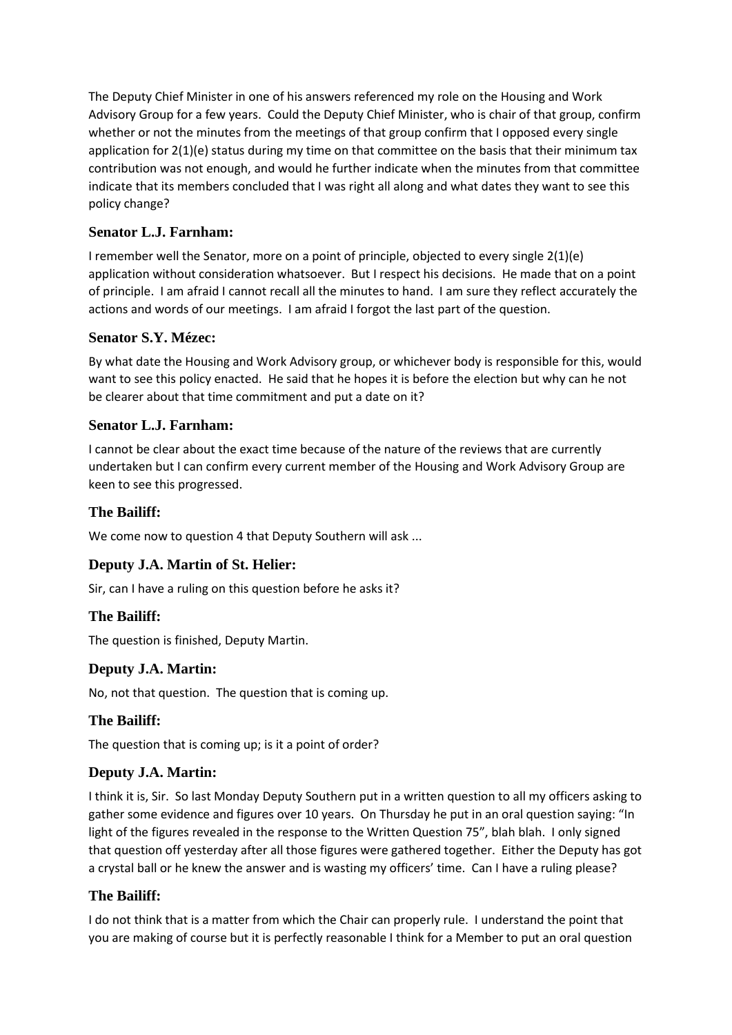The Deputy Chief Minister in one of his answers referenced my role on the Housing and Work Advisory Group for a few years. Could the Deputy Chief Minister, who is chair of that group, confirm whether or not the minutes from the meetings of that group confirm that I opposed every single application for 2(1)(e) status during my time on that committee on the basis that their minimum tax contribution was not enough, and would he further indicate when the minutes from that committee indicate that its members concluded that I was right all along and what dates they want to see this policy change?

### Senator L.J. Farnham:

I remember well the Senator, more on a point of principle, objected to every single 2(1)(e) application without consideration whatsoever. But I respect his decisions. He made that on a point of principle. I am afraid I cannot recall all the minutes to hand. I am sure they reflect accurately the actions and words of our meetings. I am afraid I forgot the last part of the question.

### Senator S.Y. Mézec:

By what date the Housing and Work Advisory group, or whichever body is responsible for this, would want to see this policy enacted. He said that he hopes it is before the election but why can he not be clearer about that time commitment and put a date on it?

### Senator L.J. Farnham:

I cannot be clear about the exact time because of the nature of the reviews that are currently undertaken but I can confirm every current member of the Housing and Work Advisory Group are keen to see this progressed.

### The Bailiff:

We come now to question 4 that Deputy Southern will ask ...

### Deputy J.A. Martin of St. Helier:

Sir, can I have a ruling on this question before he asks it?

### The Bailiff:

The question is finished, Deputy Martin.

### Deputy J.A. Martin:

No, not that question. The question that is coming up.

### The Bailiff:

The question that is coming up; is it a point of order?

### Deputy J.A. Martin:

I think it is, Sir. So last Monday Deputy Southern put in a written question to all my officers asking to gather some evidence and figures over 10 years. On Thursday he put in an oral question saying: "In light of the figures revealed in the response to the Written Question 75", blah blah. I only signed that question off yesterday after all those figures were gathered together. Either the Deputy has got a crystal ball or he knew the answer and is wasting my officers' time. Can I have a ruling please?

### The Bailiff:

I do not think that is a matter from which the Chair can properly rule. I understand the point that you are making of course but it is perfectly reasonable I think for a Member to put an oral question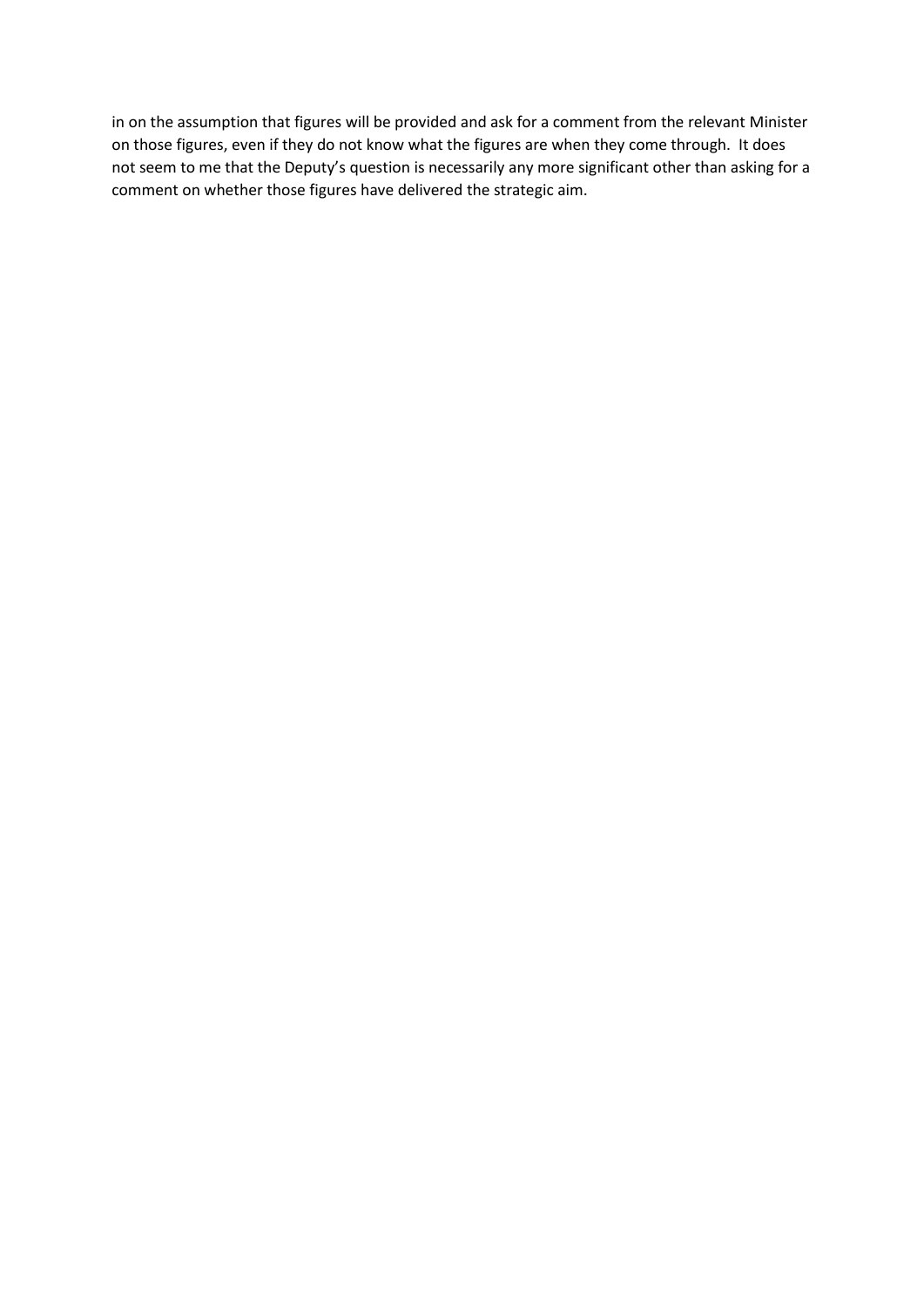in on the assumption that figures will be provided and ask for a comment from the relevant Minister on those figures, even if they do not know what the figures are when they come through. It does not seem to me that the Deputy's question is necessarily any more significant other than asking for a comment on whether those figures have delivered the strategic aim.